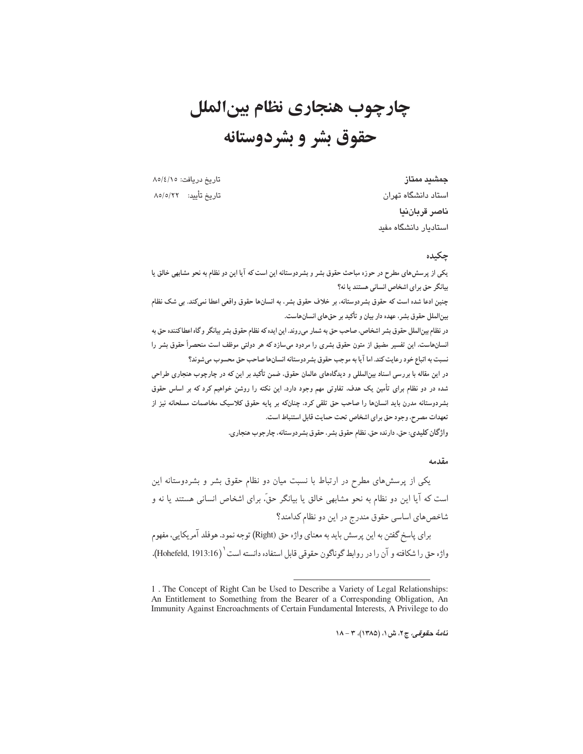# چارچوب هنجاری نظام بین‌الملل حقوق بشر و بشردوستانه

تاریخ دریافت: ۸۵/٤/۱۵

تاریخ تأیید: ۸۵/٥/۲۲

**جمشید ممتاز**

استاد دانشگاه تهران

**ناصر قربان‌نیا**

استادیار دانشگاه مفید

## چکیده

یکی از پرسش‌های مطرح در حوزه مباحث حقوق بشر و بشردوستانه این است که آیا این دو نظام به نحو مشابهی خالق یا بیانگر حق برای اشخاص انسانی هستند یا نه؟

چنین ادعا شده است که حقوق بشردوستانه، بر خلاف حقوق بشر، به انسان‌ها حقوق واقعی اعطا نمی‌کند. بی شک نظام بین‌الملل حقوق بشر، عهده دار بیان و تأکید بر حق‌های انسان‌هاست.

در نظام بین‌الملل حقوق بشر اشخاص، صاحب حق به شمار می‌روند. این ایده که نظام حقوق بشر بیانگر و گاه اعطاکننده حق به انسان‌هاست، این تفسیر مضیق از متون حقوق بشری را مردود می‌سازد که هر دولتی موظف است منحصراً حقوق بشر را نسبت به اتباع خود رعایت کند. اما آیا به موجب حقوق بشردوستانه انسان‌ها صاحب حق محسوب می‌شوند؟

در این مقاله با بررسی اسناد بین‌المللی و دیدگاه‌های عالمان حقوق، ضمن تأکید بر این که در چارچوب هنجاری طراحی شده در دو نظام برای تأمین یک هدف، تفاوتی مهم وجود دارد، این نکته را روشن خواهیم کرد که بر اساس حقوق بشردوستانه مدرن باید انسان‌ها را صاحب حق تلقی کرد، چنان‌که بر پایه حقوق کلاسیک مخاصمات مسلحانه نیز از تعهدات مصرح، وجود حق برای اشخاص تحت حمایت قابل استنباط است.

**واژگان کلیدی:** حق، دارنده حق، نظام حقوق بشر، حقوق بشردوستانه، چارچوب هنجاری.

## مقدمه

یکی از پرسش‌های مطرح در ارتباط با نسبت میان دو نظام حقوق بشر و بشردوستانه این است که آیا این دو نظام به نحو مشابهی خالق یا بیانگر حقّ، برای اشخاص انسانی هستند یا نه و شاخص‌های اساسی حقوق مندرج در این دو نظام کدامند؟

برای پاسخ گفتن به این پرسش باید به معنای واژه حق (Right) توجه نمود. هوفلد آمریکایی، مفهوم واژه حق را شکافته و آن را در روابط گوناگون حقوقی قابل استفاده دانسته است[1] (Hohefeld, 1913:16).

---

1 . The Concept of Right Can be Used to Describe a Variety of Legal Relationships: An Entitlement to Something from the Bearer of a Corresponding Obligation, An Immunity Against Encroachments of Certain Fundamental Interests, A Privilege to do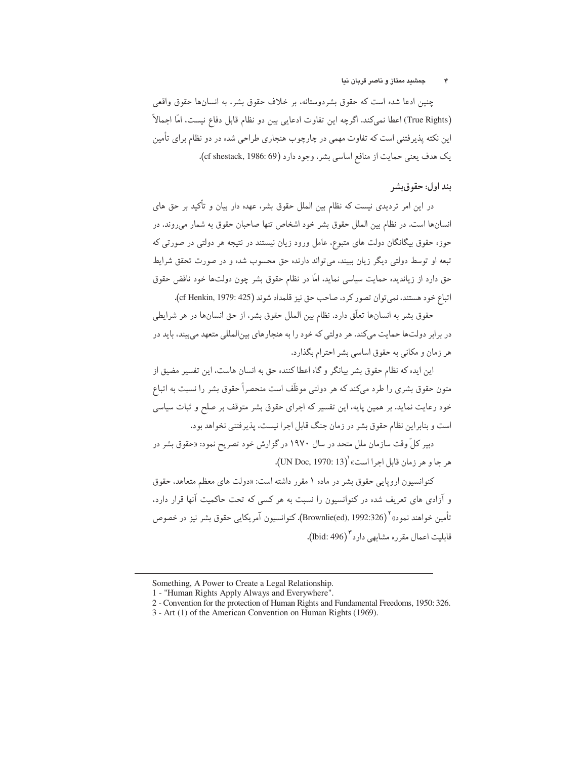چنین ادعا شده است که حقوق بشردوستانه، بر خلاف حقوق بشر، به انسان‌ها حقوق واقعی (True Rights) اعطا نمی‌کند. اگرچه این تفاوت ادعایی بین دو نظام قابل دفاع نیست، امّا اجمالاً این نکته پذیرفتنی است که تفاوت مهمی در چارچوب هنجاری طراحی شده در دو نظام برای تأمین یک هدف یعنی حمایت از منافع اساسی بشر، وجود دارد (cf shestack, 1986: 69).

### بند اول: حقوق‌بشر

در این امر تردیدی نیست که نظام بین الملل حقوق بشر، عهده دار بیان و تأکید بر حق های انسان‌ها است. در نظام بین الملل حقوق بشر خود اشخاص تنها صاحبان حقوق به شمار می‌روند. در حوزه حقوق بیگانگان دولت های متبوع، عامل ورود زیان نیستند در نتیجه هر دولتی در صورتی که تبعه او توسط دولتی دیگر زیان ببیند، می‌تواند دارنده حق محسوب شده و در صورت تحقق شرایط حق دارد از زیاندیده حمایت سیاسی نماید. امّا در نظام حقوق بشر چون دولت‌ها خود ناقض حقوق اتباع خود هستند، نمی‌توان تصور کرد، صاحب حق نیز قلمداد شوند (cf Henkin, 1979: 425).

حقوق بشر به انسان‌ها تعلّق دارد. نظام بین الملل حقوق بشر، از حق انسان‌ها در هر شرایطی در برابر دولت‌ها حمایت می‌کند. هر دولتی که خود را به هنجارهای بین‌المللی متعهد می‌بیند، باید در هر زمان و مکانی به حقوق اساسی بشر احترام بگذارد.

این ایده که نظام حقوق بشر بیانگر و گاه اعطا کننده حق به انسان هاست، این تفسیر مضیق از متون حقوق بشری را طرد می‌کند که هر دولتی موظّف است منحصراً حقوق بشر را نسبت به اتباع خود رعایت نماید. بر همین پایه، این تفسیر که اجرای حقوق بشر متوقف بر صلح و ثبات سیاسی است و بنابراین نظام حقوق بشر در زمان جنگ قابل اجرا نیست، پذیرفتنی نخواهد بود.

دبیر کلّ وقت سازمان ملل متحد در سال ۱۹۷۰ در گزارش خود تصریح نمود: «حقوق بشر در هر جا و هر زمان قابل اجرا است»[1] (UN Doc, 1970: 13).

کنوانسیون اروپایی حقوق بشر در ماده ۱ مقرر داشته است: «دولت های معظم متعاهد، حقوق و آزادی های تعریف شده در کنوانسیون را نسبت به هر کسی که تحت حاکمیت آنها قرار دارد، تأمین خواهند نمود»[2] (Brownlie(ed), 1992:326). کنوانسیون آمریکایی حقوق بشر نیز در خصوص قابلیت اعمال مقرره مشابهی دارد[3] (Ibid: 496).

---

Something, A Power to Create a Legal Relationship.

1 - "Human Rights Apply Always and Everywhere".

2 - Convention for the protection of Human Rights and Fundamental Freedoms, 1950: 326.

3 - Art (1) of the American Convention on Human Rights (1969).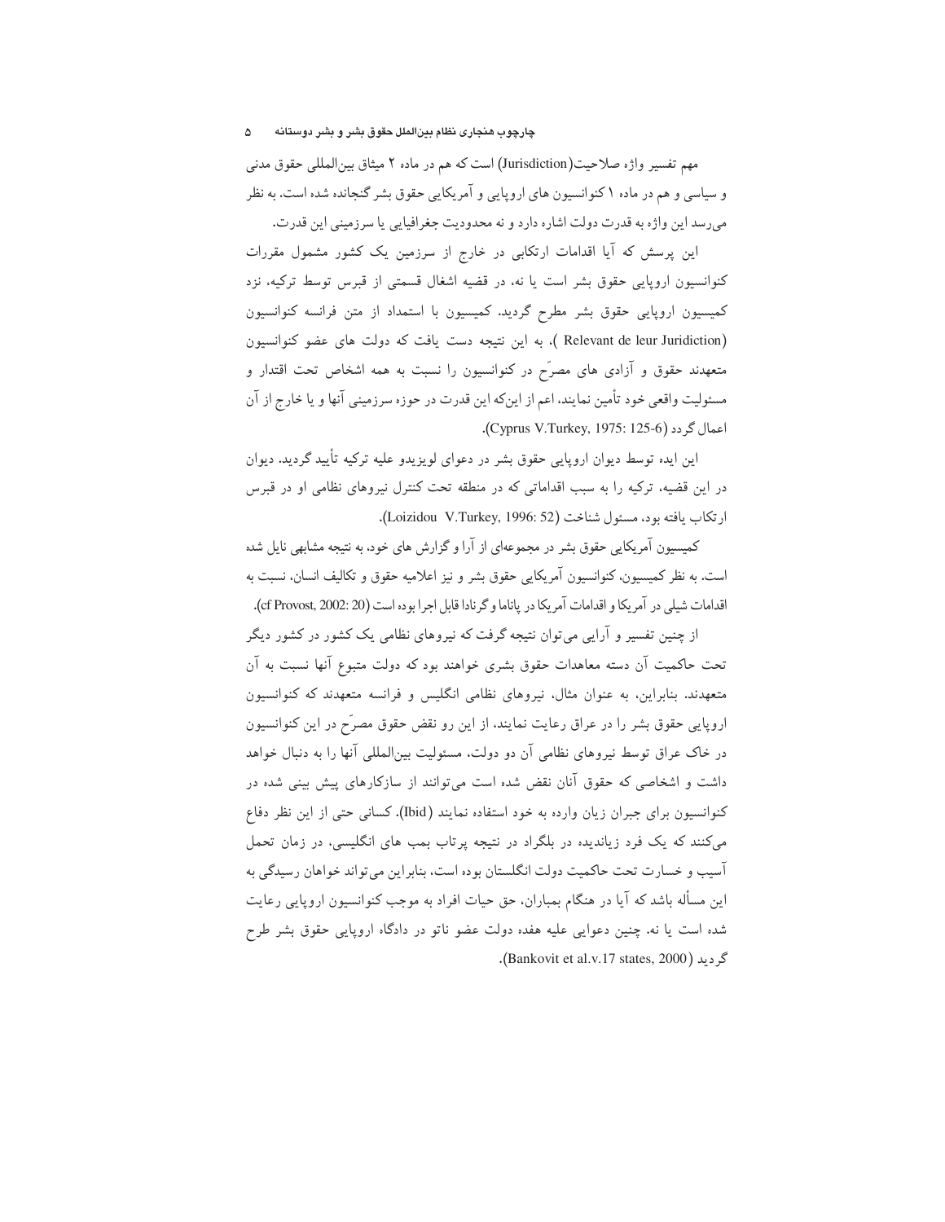مهم تفسیر واژه صلاحیت(Jurisdiction) است که هم در ماده ۲ میثاق بین‌المللی حقوق مدنی و سیاسی و هم در ماده ۱ کنوانسیون های اروپایی و آمریکایی حقوق بشر گنجانده شده است. به نظر می‌رسد این واژه به قدرت دولت اشاره دارد و نه محدودیت جغرافیایی یا سرزمینی این قدرت.

این پرسش که آیا اقدامات ارتکابی در خارج از سرزمین یک کشور مشمول مقررات کنوانسیون اروپایی حقوق بشر است یا نه، در قضیه اشغال قسمتی از قبرس توسط ترکیه، نزد کمیسیون اروپایی حقوق بشر مطرح گردید. کمیسیون با استمداد از متن فرانسه کنوانسیون (Relevant de leur Juridiction )، به این نتیجه دست یافت که دولت های عضو کنوانسیون متعهدند حقوق و آزادی های مصرّح در کنوانسیون را نسبت به همه اشخاص تحت اقتدار و مسئولیت واقعی خود تأمین نمایند، اعم از اینکه این قدرت در حوزه سرزمینی آنها و یا خارج از آن اعمال گردد (Cyprus V.Turkey, 1975: 125-6).

این ایده توسط دیوان اروپایی حقوق بشر در دعوای لویزیدو علیه ترکیه تأیید گردید. دیوان در این قضیه، ترکیه را به سبب اقداماتی که در منطقه تحت کنترل نیروهای نظامی او در قبرس ارتکاب یافته بود، مسئول شناخت (Loizidou V.Turkey, 1996: 52).

کمیسیون آمریکایی حقوق بشر در مجموعه‌ای از آرا و گزارش های خود، به نتیجه مشابهی نایل شده است. به نظر کمیسیون، کنوانسیون آمریکایی حقوق بشر و نیز اعلامیه حقوق و تکالیف انسان، نسبت به اقدامات شیلی در آمریکا و اقدامات آمریکا در پاناما و گرنادا قابل اجرا بوده است (cf Provost, 2002: 20).

از چنین تفسیر و آرایی می‌توان نتیجه گرفت که نیروهای نظامی یک کشور در کشور دیگر تحت حاکمیت آن دسته معاهدات حقوق بشری خواهند بود که دولت متبوع آنها نسبت به آن متعهدند. بنابراین، به عنوان مثال، نیروهای نظامی انگلیس و فرانسه متعهدند که کنوانسیون اروپایی حقوق بشر را در عراق رعایت نمایند، از این رو نقض حقوق مصرّح در این کنوانسیون در خاک عراق توسط نیروهای نظامی آن دو دولت، مسئولیت بین‌المللی آنها را به دنبال خواهد داشت و اشخاصی که حقوق آنان نقض شده است می‌توانند از سازکارهای پیش بینی شده در کنوانسیون برای جبران زیان وارده به خود استفاده نمایند (Ibid). کسانی حتی از این نظر دفاع می‌کنند که یک فرد زیاندیده در بلگراد در نتیجه پرتاب بمب های انگلیسی، در زمان تحمل آسیب و خسارت تحت حاکمیت دولت انگلستان بوده است، بنابراین می‌تواند خواهان رسیدگی به این مسأله باشد که آیا در هنگام بمباران، حق حیات افراد به موجب کنوانسیون اروپایی رعایت شده است یا نه. چنین دعوایی علیه هفده دولت عضو ناتو در دادگاه اروپایی حقوق بشر طرح گردید (Bankovit et al.v.17 states, 2000).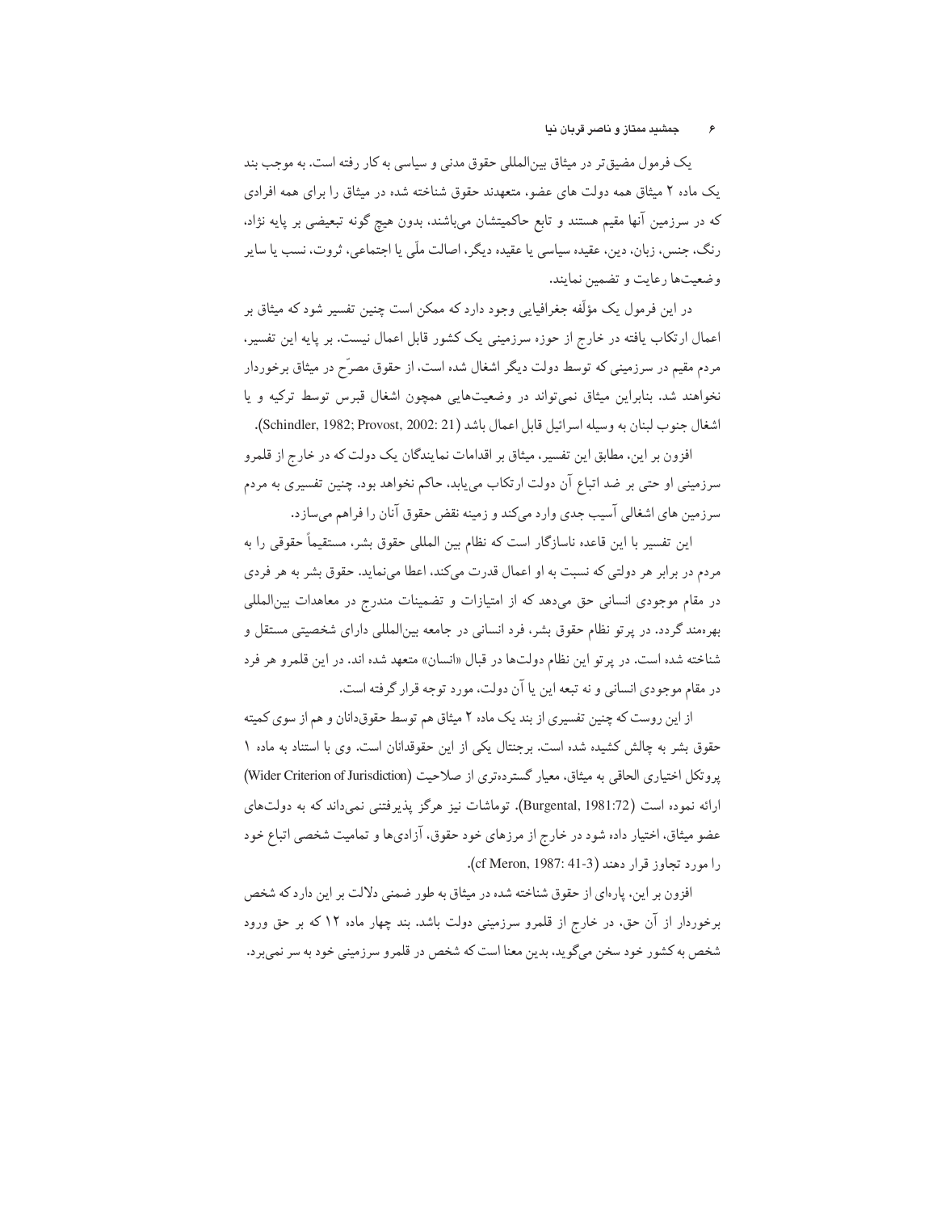یک فرمول مضیق‌تر در میثاق بین‌المللی حقوق مدنی و سیاسی به کار رفته است. به موجب بند یک ماده ۲ میثاق همه دولت های عضو، متعهدند حقوق شناخته شده در میثاق را برای همه افرادی که در سرزمین آنها مقیم هستند و تابع حاکمیتشان می‌باشند، بدون هیچ گونه تبعیضی بر پایه نژاد، رنگ، جنس، زبان، دین، عقیده سیاسی یا عقیده دیگر، اصالت ملّی یا اجتماعی، ثروت، نسب یا سایر وضعیت‌ها رعایت و تضمین نمایند.

در این فرمول یک مؤلّفه جغرافیایی وجود دارد که ممکن است چنین تفسیر شود که میثاق بر اعمال ارتکاب یافته در خارج از حوزه سرزمینی یک کشور قابل اعمال نیست. بر پایه این تفسیر، مردم مقیم در سرزمینی که توسط دولت دیگر اشغال شده است، از حقوق مصرّح در میثاق برخوردار نخواهند شد. بنابراین میثاق نمی‌تواند در وضعیت‌هایی همچون اشغال قبرس توسط ترکیه و یا اشغال جنوب لبنان به وسیله اسرائیل قابل اعمال باشد (Schindler, 1982; Provost, 2002: 21).

افزون بر این، مطابق این تفسیر، میثاق بر اقدامات نمایندگان یک دولت که در خارج از قلمرو سرزمینی او حتی بر ضد اتباع آن دولت ارتکاب می‌یابد، حاکم نخواهد بود. چنین تفسیری به مردم سرزمین های اشغالی آسیب جدی وارد می‌کند و زمینه نقض حقوق آنان را فراهم می‌سازد.

این تفسیر با این قاعده ناسازگار است که نظام بین المللی حقوق بشر، مستقیماً حقوقی را به مردم در برابر هر دولتی که نسبت به او اعمال قدرت می‌کند، اعطا می‌نماید. حقوق بشر به هر فردی در مقام موجودی انسانی حق می‌دهد که از امتیازات و تضمینات مندرج در معاهدات بین‌المللی بهره‌مند گردد. در پرتو نظام حقوق بشر، فرد انسانی در جامعه بین‌المللی دارای شخصیتی مستقل و شناخته شده است. در پرتو این نظام دولت‌ها در قبال «انسان» متعهد شده اند. در این قلمرو هر فرد در مقام موجودی انسانی و نه تبعه این یا آن دولت، مورد توجه قرار گرفته است.

از این روست که چنین تفسیری از بند یک ماده ۲ میثاق هم توسط حقوق‌دانان و هم از سوی کمیته حقوق بشر به چالش کشیده شده است. برجنتال یکی از این حقوقدانان است. وی با استناد به ماده ۱ پروتکل اختیاری الحاقی به میثاق، معیار گسترده‌تری از صلاحیت (Wider Criterion of Jurisdiction) ارائه نموده است (Burgental, 1981:72). توماشات نیز هرگز پذیرفتنی نمی‌داند که به دولت‌های عضو میثاق، اختیار داده شود در خارج از مرزهای خود حقوق، آزادی‌ها و تمامیت شخصی اتباع خود را مورد تجاوز قرار دهند (cf Meron, 1987: 41-3).

افزون بر این، پاره‌ای از حقوق شناخته شده در میثاق به طور ضمنی دلالت بر این دارد که شخص برخوردار از آن حق، در خارج از قلمرو سرزمینی دولت باشد. بند چهار ماده ۱۲ که بر حق ورود شخص به کشور خود سخن می‌گوید، بدین معنا است که شخص در قلمرو سرزمینی خود به سر نمی‌برد.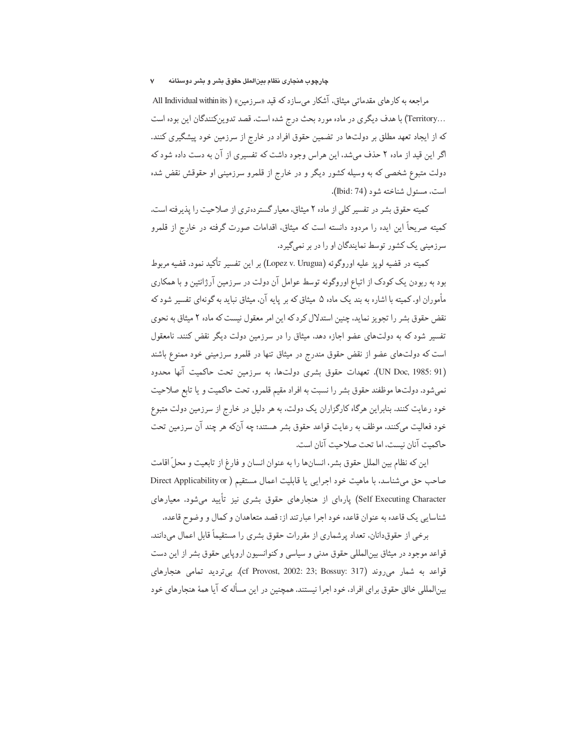مراجعه به کارهای مقدماتی میثاق، آشکار می‌سازد که قید «سرزمین» (All Individual within its Territory...) با هدف دیگری در ماده مورد بحث درج شده است. قصد تدوین‌کنندگان این بوده است که از ایجاد تعهد مطلق بر دولت‌ها در تضمین حقوق افراد در خارج از سرزمین خود پیشگیری کنند. اگر این قید از ماده ۲ حذف می‌شد، این هراس وجود داشت که تفسیری از آن به دست داده شود که دولت متبوع شخصی که به وسیله کشور دیگر و در خارج از قلمرو سرزمینی او حقوقش نقض شده است، مسئول شناخته شود (Ibid: 74).

کمیته حقوق بشر در تفسیر کلی از ماده ۲ میثاق، معیار گسترده‌تری از صلاحیت را پذیرفته است. کمیته صریحاً این ایده را مردود دانسته است که میثاق، اقدامات صورت گرفته در خارج از قلمرو سرزمینی یک کشور توسط نمایندگان او را در بر نمی‌گیرد.

کمیته در قضیه لوپز علیه اوروگوئه (Lopez v. Urugua) بر این تفسیر تأکید نمود. قضیه مربوط بود به ربودن یک کودک از اتباع اوروگوئه توسط عوامل آن دولت در سرزمین آرژانتین و با همکاری مأموران او. کمیته با اشاره به بند یک ماده ۵ میثاق که بر پایه آن، میثاق نباید به گونه‌ای تفسیر شود که نقض حقوق بشر را تجویز نماید، چنین استدلال کرد که این امر معقول نیست که ماده ۲ میثاق به نحوی تفسیر شود که به دولت‌های عضو اجازه دهد، میثاق را در سرزمین دولت دیگر نقض کنند. نامعقول است که دولت‌های عضو از نقض حقوق مندرج در میثاق تنها در قلمرو سرزمینی خود ممنوع باشند (UN Doc, 1985: 91). تعهدات حقوق بشری دولت‌ها، به سرزمین تحت حاکمیت آنها محدود نمی‌شود. دولت‌ها موظفند حقوق بشر را نسبت به افراد مقیم قلمرو، تحت حاکمیت و یا تابع صلاحیت خود رعایت کنند. بنابراین هرگاه کارگزاران یک دولت، به هر دلیل در خارج از سرزمین دولت متبوع خود فعالیت می‌کنند، موظف به رعایت قواعد حقوق بشر هستند؛ چه آن‌که هر چند آن سرزمین تحت حاکمیت آنان نیست، اما تحت صلاحیت آنان است.

این که نظام بین الملل حقوق بشر، انسان‌ها را به عنوان انسان و فارغ از تابعیت و محلّ اقامت صاحب حق می‌شناسد، با ماهیت خود اجرایی یا قابلیت اعمال مستقیم (Direct Applicability or Self Executing Character) پاره‌ای از هنجارهای حقوق بشری نیز تأیید می‌شود. معیارهای شناسایی یک قاعده به عنوان قاعده خود اجرا عبارتند از: قصد متعاهدان و کمال و وضوح قاعده.

برخی از حقوق‌دانان، تعداد پرشماری از مقررات حقوق بشری را مستقیماً قابل اعمال می‌دانند. قواعد موجود در میثاق بین‌المللی حقوق مدنی و سیاسی و کنوانسیون اروپایی حقوق بشر از این دست قواعد به شمار می‌روند (cf Provost, 2002: 23; Bossuy: 317). بی‌تردید تمامی هنجارهای بین‌المللی خالق حقوق برای افراد، خود اجرا نیستند. همچنین در این مسأله که آیا همهٔ هنجارهای خود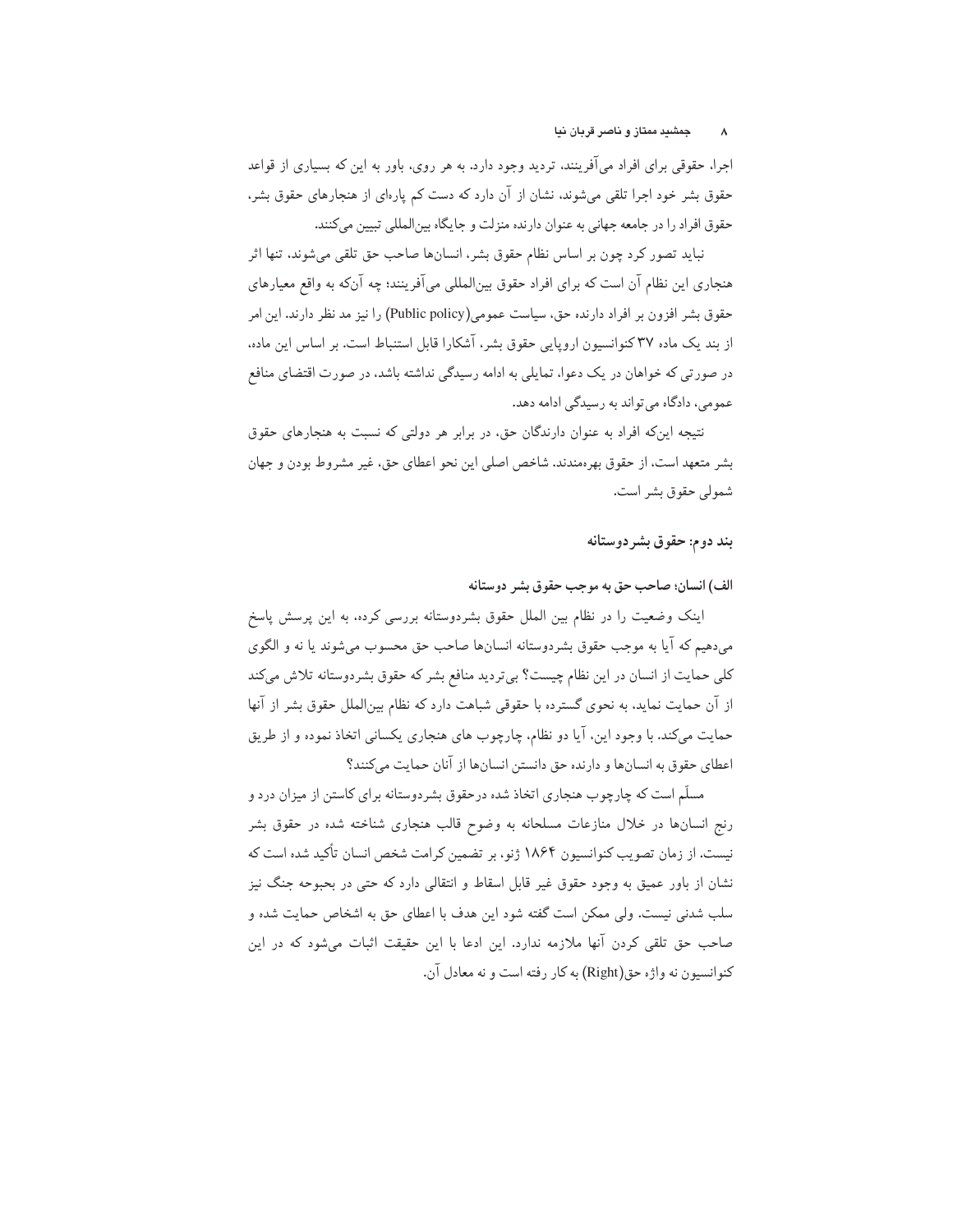اجرا، حقوقی برای افراد می‌آفرینند، تردید وجود دارد. به هر روی، باور به این که بسیاری از قواعد حقوق بشر خود اجرا تلقی می‌شوند، نشان از آن دارد که دست کم پاره‌ای از هنجارهای حقوق بشر، حقوق افراد را در جامعه جهانی به عنوان دارنده منزلت و جایگاه بین‌المللی تبیین می‌کنند.

نباید تصور کرد چون بر اساس نظام حقوق بشر، انسان‌ها صاحب حق تلقی می‌شوند، تنها اثر هنجاری این نظام آن است که برای افراد حقوق بین‌المللی می‌آفرینند؛ چه آن‌که به واقع معیارهای حقوق بشر افزون بر افراد دارنده حق، سیاست عمومی(Public policy) را نیز مد نظر دارند. این امر از بند یک ماده ۳۷ کنوانسیون اروپایی حقوق بشر، آشکارا قابل استنباط است. بر اساس این ماده، در صورتی که خواهان در یک دعوا، تمایلی به ادامه رسیدگی نداشته باشد، در صورت اقتضای منافع عمومی، دادگاه می‌تواند به رسیدگی ادامه دهد.

نتیجه این‌که افراد به عنوان دارندگان حق، در برابر هر دولتی که نسبت به هنجارهای حقوق بشر متعهد است، از حقوق بهره‌مندند. شاخص اصلی این نحو اعطای حق، غیر مشروط بودن و جهان شمولی حقوق بشر است.

## بند دوم: حقوق بشردوستانه

### الف) انسان؛ صاحب حق به موجب حقوق بشر دوستانه

اینک وضعیت را در نظام بین الملل حقوق بشردوستانه بررسی کرده، به این پرسش پاسخ می‌دهیم که آیا به موجب حقوق بشردوستانه انسان‌ها صاحب حق محسوب می‌شوند یا نه و الگوی کلی حمایت از انسان در این نظام چیست؟ بی‌تردید منافع بشر که حقوق بشردوستانه تلاش می‌کند از آن حمایت نماید، به نحوی گسترده با حقوقی شباهت دارد که نظام بین‌الملل حقوق بشر از آنها حمایت می‌کند. با وجود این، آیا دو نظام، چارچوب های هنجاری یکسانی اتخاذ نموده و از طریق اعطای حقوق به انسان‌ها و دارنده حق دانستن انسان‌ها از آنان حمایت می‌کنند؟

مسلّم است که چارچوب هنجاری اتخاذ شده درحقوق بشردوستانه برای کاستن از میزان درد و رنج انسان‌ها در خلال منازعات مسلحانه به وضوح قالب هنجاری شناخته شده در حقوق بشر نیست. از زمان تصویب کنوانسیون ۱۸۶۴ ژنو، بر تضمین کرامت شخص انسان تأکید شده است که نشان از باور عمیق به وجود حقوق غیر قابل اسقاط و انتقالی دارد که حتی در بحبوحه جنگ نیز سلب شدنی نیست. ولی ممکن است گفته شود این هدف با اعطای حق به اشخاص حمایت شده و صاحب حق تلقی کردن آنها ملازمه ندارد. این ادعا با این حقیقت اثبات می‌شود که در این کنوانسیون نه واژه حق(Right) به کار رفته است و نه معادل آن.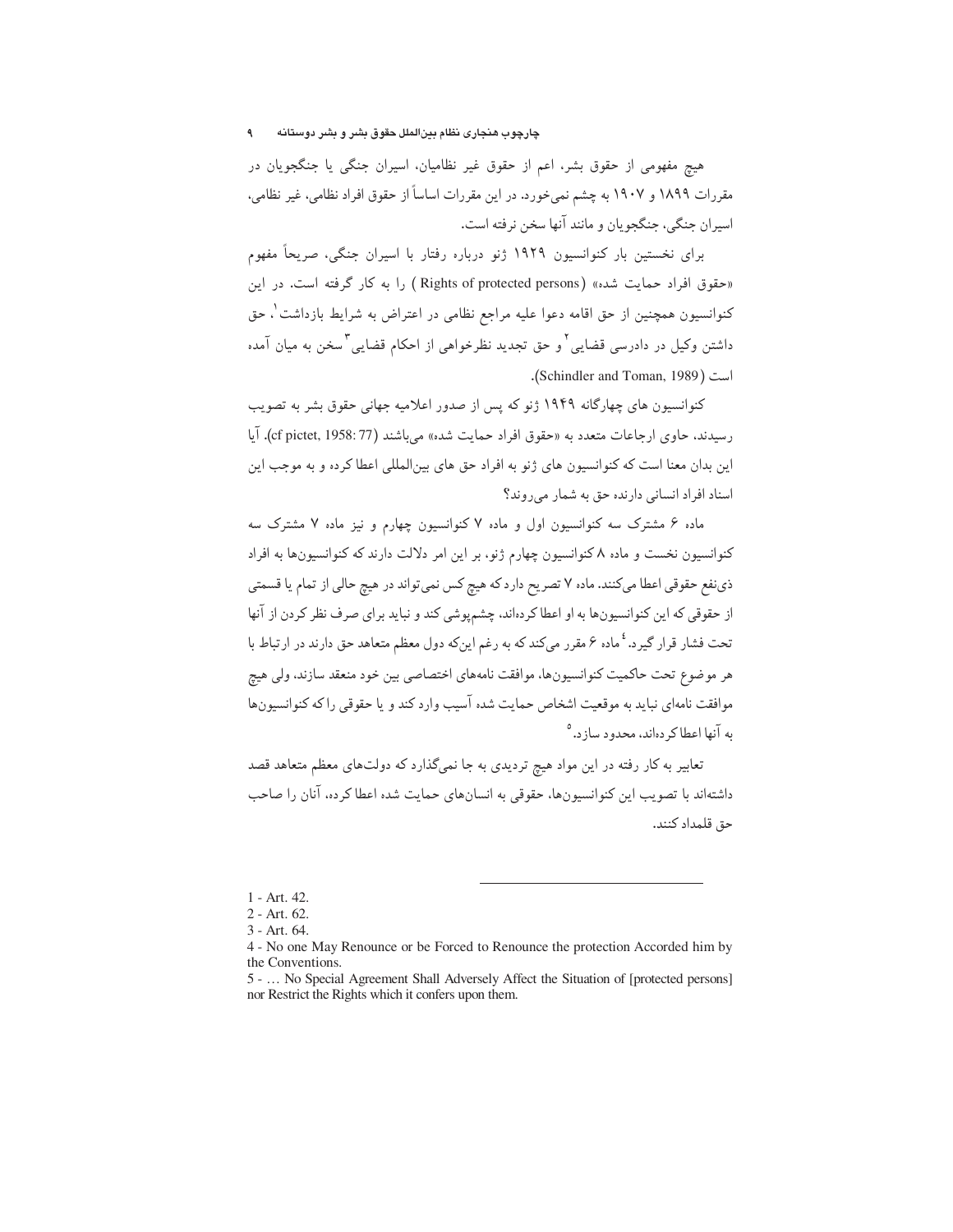هیچ مفهومی از حقوق بشر، اعم از حقوق غیر نظامیان، اسیران جنگی یا جنگجویان در مقررات ۱۸۹۹ و ۱۹۰۷ به چشم نمی‌خورد. در این مقررات اساساً از حقوق افراد نظامی، غیر نظامی، اسیران جنگی، جنگجویان و مانند آنها سخن نرفته است.

برای نخستین بار کنوانسیون ۱۹۲۹ ژنو درباره رفتار با اسیران جنگی، صریحاً مفهوم «حقوق افراد حمایت شده» (Rights of protected persons) را به کار گرفته است. در این کنوانسیون همچنین از حق اقامه دعوا علیه مراجع نظامی در اعتراض به شرایط بازداشت[1]، حق داشتن وکیل در دادرسی قضایی[2] و حق تجدید نظرخواهی از احکام قضایی[3] سخن به میان آمده است (Schindler and Toman, 1989).

کنوانسیون های چهارگانه ۱۹۴۹ ژنو که پس از صدور اعلامیه جهانی حقوق بشر به تصویب رسیدند، حاوی ارجاعات متعدد به «حقوق افراد حمایت شده» می‌باشند (cf pictet, 1958: 77). آیا این بدان معنا است که کنوانسیون های ژنو به افراد حق های بین‌المللی اعطا کرده و به موجب این اسناد افراد انسانی دارنده حق به شمار می‌روند؟

ماده ۶ مشترک سه کنوانسیون اول و ماده ۷ کنوانسیون چهارم و نیز ماده ۷ مشترک سه کنوانسیون نخست و ماده ۸ کنوانسیون چهارم ژنو، بر این امر دلالت دارند که کنوانسیون‌ها به افراد ذی‌نفع حقوقی اعطا می‌کنند. ماده ۷ تصریح دارد که هیچ کس نمی‌تواند در هیچ حالی از تمام یا قسمتی از حقوقی که این کنوانسیون‌ها به او اعطا کرده‌اند، چشم‌پوشی کند و نباید برای صرف نظر کردن از آنها تحت فشار قرار گیرد.[4] ماده ۶ مقرر می‌کند که به رغم این‌که دول معظم متعاهد حق دارند در ارتباط با هر موضوع تحت حاکمیت کنوانسیون‌ها، موافقت نامه‌های اختصاصی بین خود منعقد سازند، ولی هیچ موافقت نامه‌ای نباید به موقعیت اشخاص حمایت شده آسیب وارد کند و یا حقوقی را که کنوانسیون‌ها به آنها اعطا کرده‌اند، محدود سازد.[5]

تعابیر به کار رفته در این مواد هیچ تردیدی به جا نمی‌گذارد که دولت‌های معظم متعاهد قصد داشته‌اند با تصویب این کنوانسیون‌ها، حقوقی به انسان‌های حمایت شده اعطا کرده، آنان را صاحب حق قلمداد کنند.

---

1 - Art. 42.

2 - Art. 62.

3 - Art. 64.

4 - No one May Renounce or be Forced to Renounce the protection Accorded him by the Conventions.

5 - … No Special Agreement Shall Adversely Affect the Situation of [protected persons] nor Restrict the Rights which it confers upon them.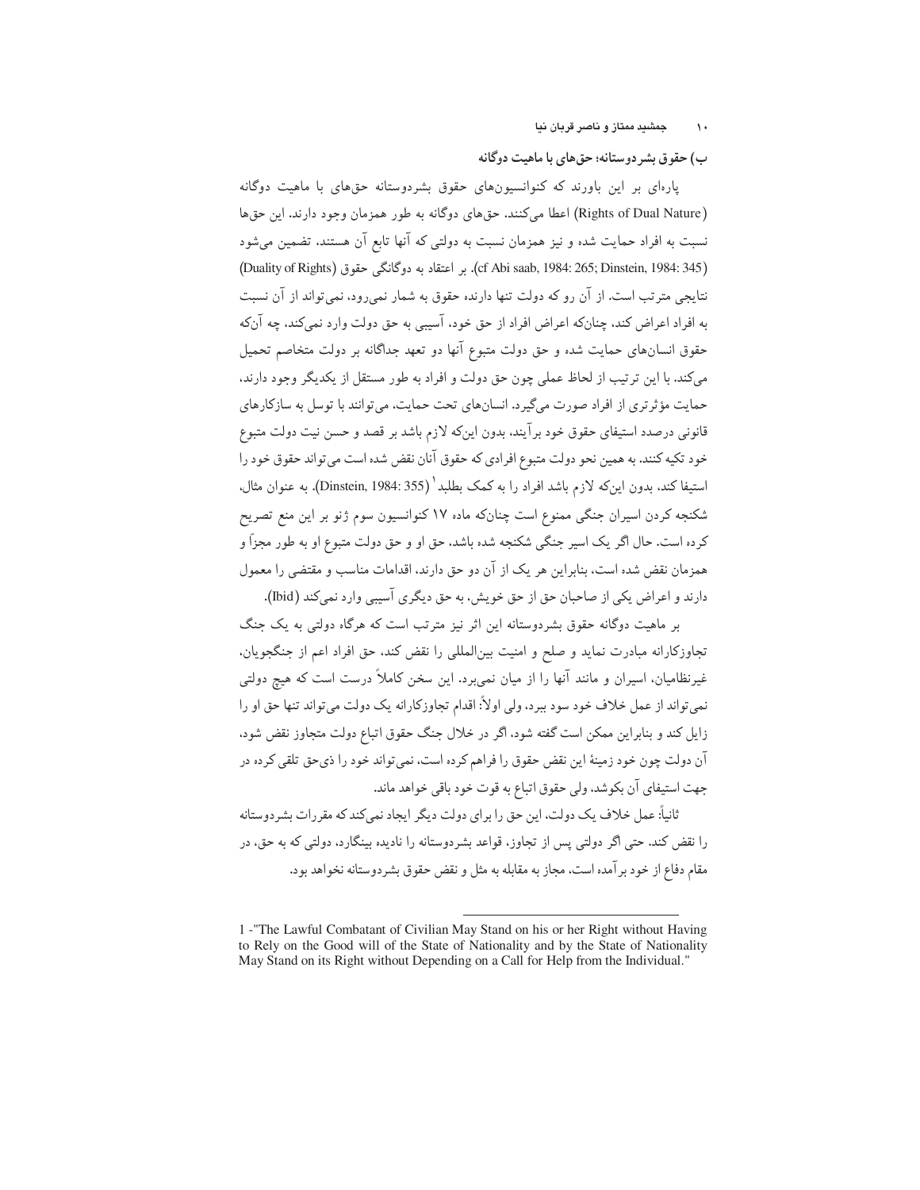## ب) حقوق بشردوستانه؛ حق‌های با ماهیت دوگانه

پاره‌ای بر این باورند که کنوانسیون‌های حقوق بشردوستانه حق‌های با ماهیت دوگانه (Rights of Dual Nature) اعطا می‌کنند. حق‌های دوگانه به طور همزمان وجود دارند. این حق‌ها نسبت به افراد حمایت شده و نیز همزمان نسبت به دولتی که آنها تابع آن هستند، تضمین می‌شود (cf Abi saab, 1984: 265; Dinstein, 1984: 345). بر اعتقاد به دوگانگی حقوق (Duality of Rights) نتایجی مترتب است. از آن رو که دولت تنها دارنده حقوق به شمار نمی‌رود، نمی‌تواند از آن نسبت به افراد اعراض کند، چنان‌که اعراض افراد از حق خود، آسیبی به حق دولت وارد نمی‌کند، چه آن‌که حقوق انسان‌های حمایت شده و حق دولت متبوع آنها دو تعهد جداگانه بر دولت متخاصم تحمیل می‌کند. با این ترتیب از لحاظ عملی چون حق دولت و افراد به طور مستقل از یکدیگر وجود دارند، حمایت مؤثرتری از افراد صورت می‌گیرد. انسان‌های تحت حمایت، می‌توانند با توسل به سازکارهای قانونی درصدد استیفای حقوق خود برآیند، بدون این‌که لازم باشد بر قصد و حسن نیت دولت متبوع خود تکیه کنند. به همین نحو دولت متبوع افرادی که حقوق آنان نقض شده است می‌تواند حقوق خود را استیفا کند، بدون این‌که لازم باشد افراد را به کمک بطلبد[1] (Dinstein, 1984: 355). به عنوان مثال، شکنجه کردن اسیران جنگی ممنوع است چنان‌که ماده ۱۷ کنوانسیون سوم ژنو بر این منع تصریح کرده است. حال اگر یک اسیر جنگی شکنجه شده باشد، حق او و حق دولت متبوع او به طور مجزا و همزمان نقض شده است، بنابراین هر یک از آن دو حق دارند، اقدامات مناسب و مقتضی را معمول دارند و اعراض یکی از صاحبان حق از حق خویش، به حق دیگری آسیبی وارد نمی‌کند (Ibid).

بر ماهیت دوگانه حقوق بشردوستانه این اثر نیز مترتب است که هرگاه دولتی به یک جنگ تجاوزکارانه مبادرت نماید و صلح و امنیت بین‌المللی را نقض کند، حق افراد اعم از جنگجویان، غیرنظامیان، اسیران و مانند آنها را از میان نمی‌برد. این سخن کاملاً درست است که هیچ دولتی نمی‌تواند از عمل خلاف خود سود ببرد، ولی اولاً: اقدام تجاوزکارانه یک دولت می‌تواند تنها حق او را زایل کند و بنابراین ممکن است گفته شود، اگر در خلال جنگ حقوق اتباع دولت متجاوز نقض شود، آن دولت چون خود زمینهٔ این نقض حقوق را فراهم کرده است، نمی‌تواند خود را ذی‌حق تلقی کرده در جهت استیفای آن بکوشد، ولی حقوق اتباع به قوت خود باقی خواهد ماند.

ثانیاً: عمل خلاف یک دولت، این حق را برای دولت دیگر ایجاد نمی‌کند که مقررات بشردوستانه را نقض کند. حتی اگر دولتی پس از تجاوز، قواعد بشردوستانه را نادیده بینگارد، دولتی که به حق، در مقام دفاع از خود برآمده است، مجاز به مقابله به مثل و نقض حقوق بشردوستانه نخواهد بود.

---

1 -"The Lawful Combatant of Civilian May Stand on his or her Right without Having to Rely on the Good will of the State of Nationality and by the State of Nationality May Stand on its Right without Depending on a Call for Help from the Individual."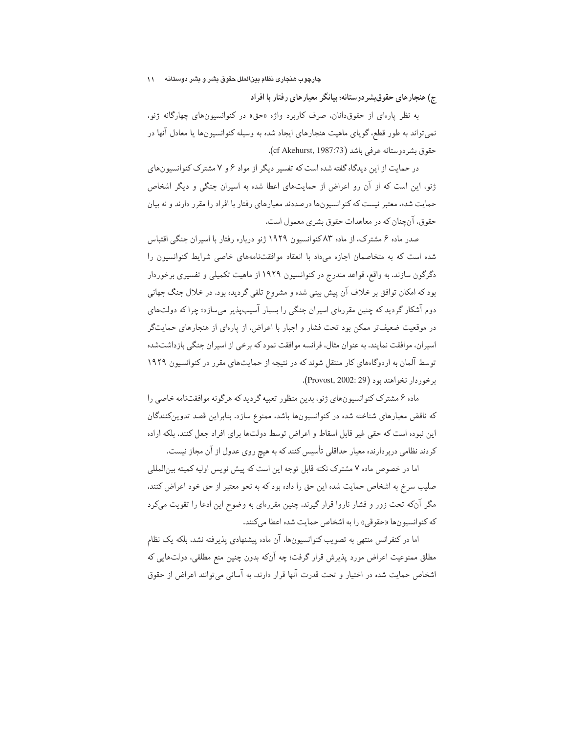### ج) هنجارهای حقوق‌بشردوستانه؛ بیانگر معیارهای رفتار با افراد

به نظر پاره‌ای از حقوقدانان، صرف کاربرد واژه «حق» در کنوانسیون‌های چهارگانه ژنو، نمی‌تواند به طور قطع، گویای ماهیت هنجارهای ایجاد شده به وسیله کنوانسیون‌ها یا معادل آنها در حقوق بشردوستانه عرفی باشد (cf Akehurst, 1987:73).

در حمایت از این دیدگاه گفته شده است که تفسیر دیگر از مواد ۶ و ۷ مشترک کنوانسیون‌های ژنو، این است که از آن رو اعراض از حمایت‌های اعطا شده به اسیران جنگی و دیگر اشخاص حمایت شده، معتبر نیست که کنوانسیون‌ها درصددند معیارهای رفتار با افراد را مقرر دارند و نه بیان حقوق، آن‌چنان که در معاهدات حقوق بشری معمول است.

صدر ماده ۶ مشترک، از ماده ۸۳ کنوانسیون ۱۹۲۹ ژنو درباره رفتار با اسیران جنگی اقتباس شده است که به متخاصمان اجازه می‌داد با انعقاد موافقت‌نامه‌های خاصی شرایط کنوانسیون را دگرگون سازند. به واقع، قواعد مندرج در کنوانسیون ۱۹۲۹ از ماهیت تکمیلی و تفسیری برخوردار بود که امکان توافق بر خلاف آن پیش بینی شده و مشروع تلقی گردیده بود. در خلال جنگ جهانی دوم آشکار گردید که چنین مقرره‌ای اسیران جنگی را بسیار آسیب‌پذیر می‌سازد؛ چرا که دولت‌های در موقعیت ضعیف‌تر ممکن بود تحت فشار و اجبار با اعراض، از پاره‌ای از هنجارهای حمایت‌گر اسیران، موافقت نمایند. به عنوان مثال، فرانسه موافقت نمود که برخی از اسیران جنگی بازداشت‌شده توسط آلمان به اردوگاه‌های کار منتقل شوند که در نتیجه از حمایت‌های مقرر در کنوانسیون ۱۹۲۹ برخوردار نخواهند بود (Provost, 2002: 29).

ماده ۶ مشترک کنوانسیون‌های ژنو، بدین منظور تعبیه گردید که هرگونه موافقت‌نامه خاصی را که ناقض معیارهای شناخته شده در کنوانسیون‌ها باشد، ممنوع سازد. بنابراین قصد تدوین‌کنندگان این نبوده است که حقی غیر قابل اسقاط و اعراض توسط دولت‌ها برای افراد جعل کنند، بلکه اراده کردند نظامی دربردارنده معیار حداقلی تأسیس کنند که به هیچ روی عدول از آن مجاز نیست.

اما در خصوص ماده ۷ مشترک نکته قابل توجه این است که پیش نویس اولیه کمیته بین‌المللی صلیب سرخ به اشخاص حمایت شده این حق را داده بود که به نحو معتبر از حق خود اعراض کنند، مگر آن‌که تحت زور و فشار ناروا قرار گیرند. چنین مقرره‌ای به وضوح این ادعا را تقویت می‌کرد که کنوانسیون‌ها «حقوقی» را به اشخاص حمایت شده اعطا می‌کنند.

اما در کنفرانس منتهی به تصویب کنوانسیون‌ها، آن ماده پیشنهادی پذیرفته نشد، بلکه یک نظام مطلق ممنوعیت اعراض مورد پذیرش قرار گرفت؛ چه آن‌که بدون چنین منع مطلقی، دولت‌هایی که اشخاص حمایت شده در اختیار و تحت قدرت آنها قرار دارند، به آسانی می‌توانند اعراض از حقوق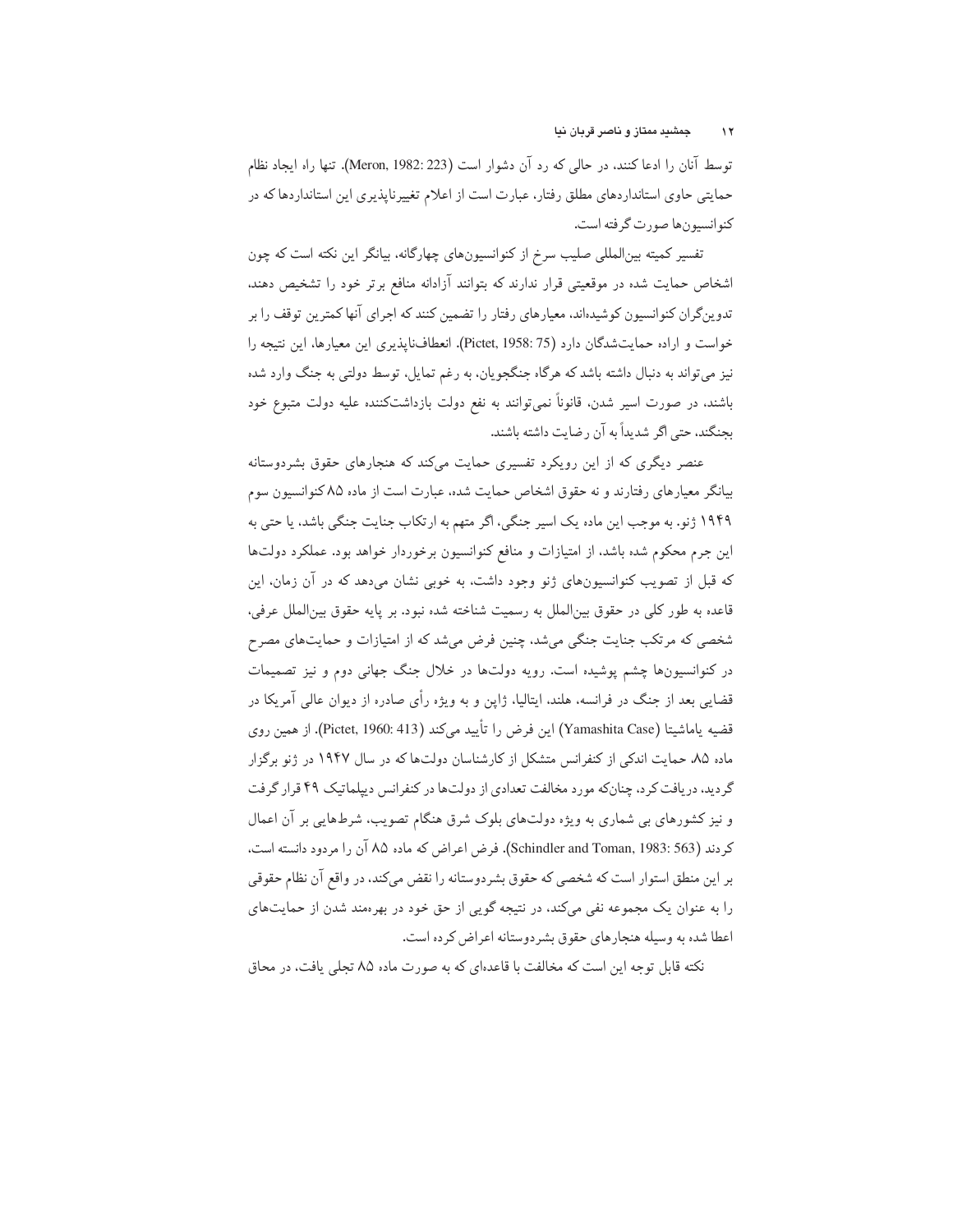توسط آنان را ادعا کنند، در حالی که رد آن دشوار است (Meron, 1982: 223). تنها راه ایجاد نظام حمایتی حاوی استانداردهای مطلق رفتار، عبارت است از اعلام تغییرناپذیری این استانداردها که در کنوانسیون‌ها صورت گرفته است.

تفسیر کمیته بین‌المللی صلیب سرخ از کنوانسیون‌های چهارگانه، بیانگر این نکته است که چون اشخاص حمایت شده در موقعیتی قرار ندارند که بتوانند آزادانه منافع برتر خود را تشخیص دهند، تدوین‌گران کنوانسیون کوشیده‌اند، معیارهای رفتار را تضمین کنند که اجرای آنها کمترین توقف را بر خواست و اراده حمایت‌شدگان دارد (Pictet, 1958: 75). انعطاف‌ناپذیری این معیارها، این نتیجه را نیز می‌تواند به دنبال داشته باشد که هرگاه جنگجویان، به رغم تمایل، توسط دولتی به جنگ وارد شده باشند، در صورت اسیر شدن، قانوناً نمی‌توانند به نفع دولت بازداشت‌کننده علیه دولت متبوع خود بجنگند، حتی اگر شدیداً به آن رضایت داشته باشند.

عنصر دیگری که از این رویکرد تفسیری حمایت می‌کند که هنجارهای حقوق بشردوستانه بیانگر معیارهای رفتارند و نه حقوق اشخاص حمایت شده، عبارت است از ماده ۸۵ کنوانسیون سوم ۱۹۴۹ ژنو. به موجب این ماده یک اسیر جنگی، اگر متهم به ارتکاب جنایت جنگی باشد، یا حتی به این جرم محکوم شده باشد، از امتیازات و منافع کنوانسیون برخوردار خواهد بود. عملکرد دولت‌ها که قبل از تصویب کنوانسیون‌های ژنو وجود داشت، به خوبی نشان می‌دهد که در آن زمان، این قاعده به طور کلی در حقوق بین‌الملل به رسمیت شناخته شده نبود. بر پایه حقوق بین‌الملل عرفی، شخصی که مرتکب جنایت جنگی می‌شد، چنین فرض می‌شد که از امتیازات و حمایت‌های مصرح در کنوانسیون‌ها چشم پوشیده است. رویه دولت‌ها در خلال جنگ جهانی دوم و نیز تصمیمات قضایی بعد از جنگ در فرانسه، هلند، ایتالیا، ژاپن و به ویژه رأی صادره از دیوان عالی آمریکا در قضیه یاماشیتا (Yamashita Case) این فرض را تأیید می‌کند (Pictet, 1960: 413). از همین روی ماده ۸۵، حمایت اندکی از کنفرانس متشکل از کارشناسان دولت‌ها که در سال ۱۹۴۷ در ژنو برگزار گردید، دریافت کرد، چنان‌که مورد مخالفت تعدادی از دولت‌ها در کنفرانس دیپلماتیک ۴۹ قرار گرفت و نیز کشورهای بی شماری به ویژه دولت‌های بلوک شرق هنگام تصویب، شرط‌هایی بر آن اعمال کردند (Schindler and Toman, 1983: 563). فرض اعراض که ماده ۸۵ آن را مردود دانسته است، بر این منطق استوار است که شخصی که حقوق بشردوستانه را نقض می‌کند، در واقع آن نظام حقوقی را به عنوان یک مجموعه نفی می‌کند، در نتیجه گویی از حق خود در بهره‌مند شدن از حمایت‌های اعطا شده به وسیله هنجارهای حقوق بشردوستانه اعراض کرده است.

نکته قابل توجه این است که مخالفت با قاعده‌ای که به صورت ماده ۸۵ تجلی یافت، در محاق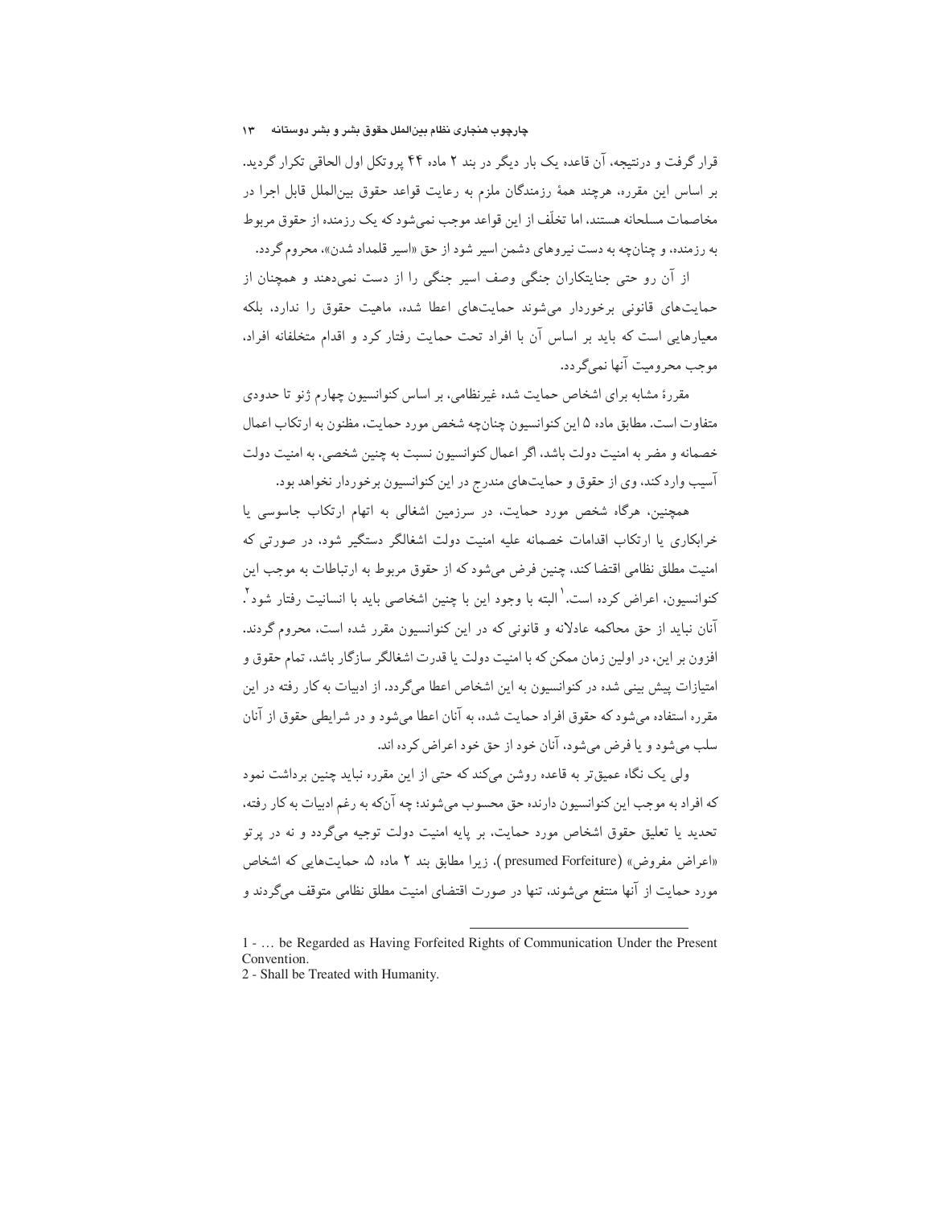قرار گرفت و درنتیجه، آن قاعده یک بار دیگر در بند ۲ ماده ۴۴ پروتکل اول الحاقی تکرار گردید. بر اساس این مقرره، هرچند همهٔ رزمندگان ملزم به رعایت قواعد حقوق بین‌الملل قابل اجرا در مخاصمات مسلحانه هستند، اما تخلّف از این قواعد موجب نمی‌شود که یک رزمنده از حقوق مربوط به رزمنده، و چنانچه به دست نیروهای دشمن اسیر شود از حق «اسیر قلمداد شدن»، محروم گردد.

از آن رو حتی جنایتکاران جنگی وصف اسیر جنگی را از دست نمی‌دهند و همچنان از حمایت‌های قانونی برخوردار می‌شوند حمایت‌های اعطا شده، ماهیت حقوق را ندارد، بلکه معیارهایی است که باید بر اساس آن با افراد تحت حمایت رفتار کرد و اقدام متخلفانه افراد، موجب محرومیت آنها نمی‌گردد.

مقررهٔ مشابه برای اشخاص حمایت شده غیرنظامی، بر اساس کنوانسیون چهارم ژنو تا حدودی متفاوت است. مطابق ماده ۵ این کنوانسیون چنانچه شخص مورد حمایت، مظنون به ارتکاب اعمال خصمانه و مضر به امنیت دولت باشد، اگر اعمال کنوانسیون نسبت به چنین شخصی، به امنیت دولت آسیب وارد کند، وی از حقوق و حمایت‌های مندرج در این کنوانسیون برخوردار نخواهد بود.

همچنین، هرگاه شخص مورد حمایت، در سرزمین اشغالی به اتهام ارتکاب جاسوسی یا خرابکاری یا ارتکاب اقدامات خصمانه علیه امنیت دولت اشغالگر دستگیر شود، در صورتی که امنیت مطلق نظامی اقتضا کند، چنین فرض می‌شود که از حقوق مربوط به ارتباطات به موجب این کنوانسیون، اعراض کرده است.[1] البته با وجود این با چنین اشخاصی باید با انسانیت رفتار شود[2]. آنان نباید از حق محاکمه عادلانه و قانونی که در این کنوانسیون مقرر شده است، محروم گردند. افزون بر این، در اولین زمان ممکن که با امنیت دولت یا قدرت اشغالگر سازگار باشد، تمام حقوق و امتیازات پیش بینی شده در کنوانسیون به این اشخاص اعطا می‌گردد. از ادبیات به کار رفته در این مقرره استفاده می‌شود که حقوق افراد حمایت شده، به آنان اعطا می‌شود و در شرایطی حقوق از آنان سلب می‌شود و یا فرض می‌شود، آنان خود از حق خود اعراض کرده اند.

ولی یک نگاه عمیق‌تر به قاعده روشن می‌کند که حتی از این مقرره نباید چنین برداشت نمود که افراد به موجب این کنوانسیون دارنده حق محسوب می‌شوند؛ چه آنکه به رغم ادبیات به کار رفته، تحدید یا تعلیق حقوق اشخاص مورد حمایت، بر پایه امنیت دولت توجیه می‌گردد و نه در پرتو «اعراض مفروض» (presumed Forfeiture)، زیرا مطابق بند ۲ ماده ۵، حمایت‌هایی که اشخاص مورد حمایت از آنها منتفع می‌شوند، تنها در صورت اقتضای امنیت مطلق نظامی متوقف می‌گردند و

---

1 - … be Regarded as Having Forfeited Rights of Communication Under the Present Convention.

2 - Shall be Treated with Humanity.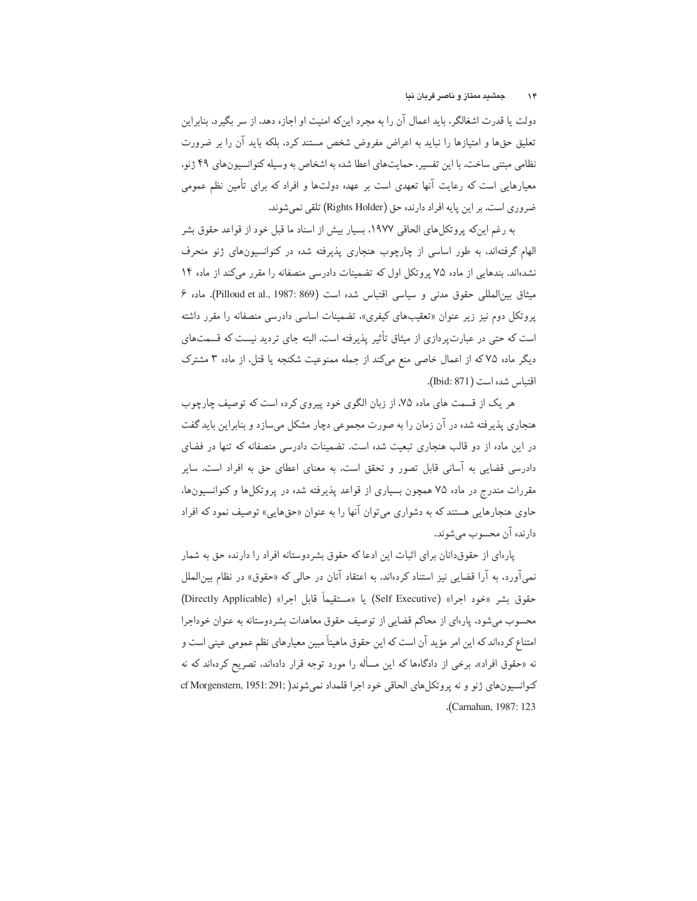دولت یا قدرت اشغالگر، باید اعمال آن را به مجرد این‌که امنیت او اجازه دهد، از سر بگیرد. بنابراین تعلیق حق‌ها و امتیازها را نباید به اعراض مفروض شخص مستند کرد، بلکه باید آن را بر ضرورت نظامی مبتنی ساخت. با این تفسیر، حمایت‌های اعطا شده به اشخاص به وسیله کنوانسیون‌های ۴۹ ژنو، معیارهایی است که رعایت آنها تعهدی است بر عهده دولت‌ها و افراد که برای تأمین نظم عمومی ضروری است. بر این پایه افراد دارنده حق (Rights Holder) تلقی نمی‌شوند.

به رغم این‌که پروتکل‌های الحاقی ۱۹۷۷، بسیار بیش از اسناد ما قبل خود از قواعد حقوق بشر الهام گرفته‌اند، به طور اساسی از چارچوب هنجاری پذیرفته شده در کنوانسیون‌های ژنو منحرف نشده‌اند. بندهایی از ماده ۷۵ پروتکل اول که تضمینات دادرسی منصفانه را مقرر می‌کند از ماده ۱۴ میثاق بین‌المللی حقوق مدنی و سیاسی اقتباس شده است (Pilloud et al., 1987: 869). ماده ۶ پروتکل دوم نیز زیر عنوان «تعقیب‌های کیفری»، تضمینات اساسی دادرسی منصفانه را مقرر داشته است که حتی در عبارت‌پردازی از میثاق تأثیر پذیرفته است. البته جای تردید نیست که قسمت‌های دیگر ماده ۷۵ که از اعمال خاصی منع می‌کند از جمله ممنوعیت شکنجه یا قتل، از ماده ۳ مشترک اقتباس شده است (Ibid: 871).

هر یک از قسمت های ماده ۷۵، از زبان الگوی خود پیروی کرده است که توصیف چارچوب هنجاری پذیرفته شده در آن زمان را به صورت مجموعی دچار مشکل می‌سازد و بنابراین باید گفت در این ماده از دو قالب هنجاری تبعیت شده است. تضمینات دادرسی منصفانه که تنها در فضای دادرسی قضایی به آسانی قابل تصور و تحقق است، به معنای اعطای حق به افراد است. سایر مقررات مندرج در ماده ۷۵ همچون بسیاری از قواعد پذیرفته شده در پروتکل‌ها و کنوانسیون‌ها، حاوی هنجارهایی هستند که به دشواری می‌توان آنها را به عنوان «حق‌هایی» توصیف نمود که افراد دارنده آن محسوب می‌شوند.

پاره‌ای از حقوق‌دانان برای اثبات این ادعا که حقوق بشردوستانه افراد را دارنده حق به شمار نمی‌آورد، به آرا قضایی نیز استناد کرده‌اند. به اعتقاد آنان در حالی که «حقوق» در نظام بین‌الملل حقوق بشر «خود اجرا» (Self Executive) یا «مستقیماً قابل اجرا» (Directly Applicable) محسوب می‌شود، پاره‌ای از محاکم قضایی از توصیف حقوق معاهدات بشردوستانه به عنوان خوداجرا امتناع کرده‌اند که این امر مؤید آن است که این حقوق ماهیتاً مبین معیارهای نظم عمومی عینی است و نه «حقوق افراد». برخی از دادگاه‌ها که این مسأله را مورد توجه قرار داده‌اند، تصریح کرده‌اند که نه کنوانسیون‌های ژنو و نه پروتکل‌های الحاقی خود اجرا قلمداد نمی‌شوند( cf Morgenstern, 1951:291; Carnahan, 1987: 123).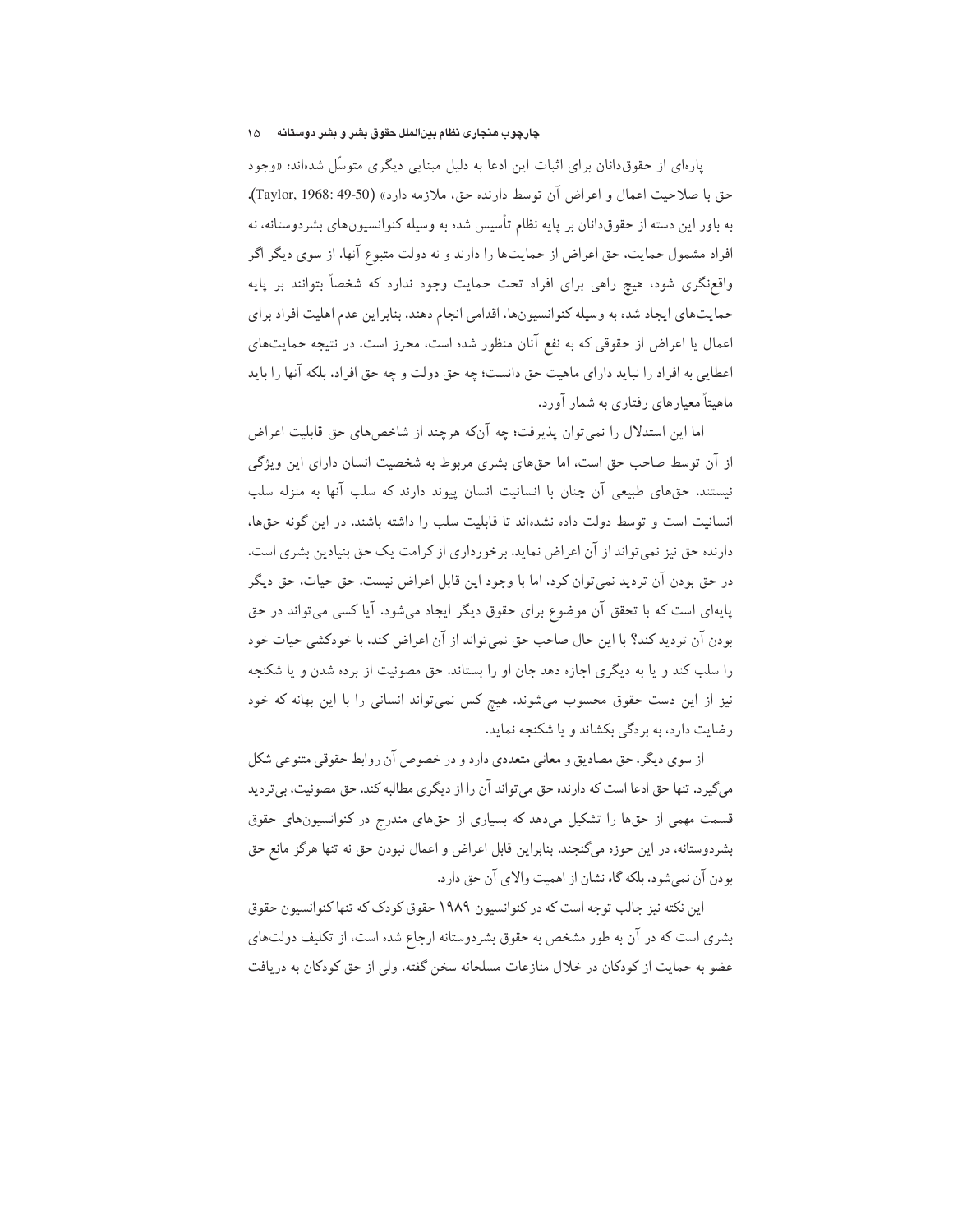پاره‌ای از حقوق‌دانان برای اثبات این ادعا به دلیل مبنایی دیگری متوسّل شده‌اند؛ «وجود حق با صلاحیت اعمال و اعراض آن توسط دارنده حق، ملازمه دارد» (Taylor, 1968: 49-50). به باور این دسته از حقوق‌دانان بر پایه نظام تأسیس شده به وسیله کنوانسیون‌های بشردوستانه، نه افراد مشمول حمایت، حق اعراض از حمایت‌ها را دارند و نه دولت متبوع آنها. از سوی دیگر اگر واقع‌نگری شود، هیچ راهی برای افراد تحت حمایت وجود ندارد که شخصاً بتوانند بر پایه حمایت‌های ایجاد شده به وسیله کنوانسیون‌ها، اقدامی انجام دهند. بنابراین عدم اهلیت افراد برای اعمال یا اعراض از حقوقی که به نفع آنان منظور شده است، محرز است. در نتیجه حمایت‌های اعطایی به افراد را نباید دارای ماهیت حق دانست؛ چه حق دولت و چه حق افراد، بلکه آنها را باید ماهیتاً معیارهای رفتاری به شمار آورد.

اما این استدلال را نمی‌توان پذیرفت؛ چه آن‌که هرچند از شاخص‌های حق قابلیت اعراض از آن توسط صاحب حق است، اما حق‌های بشری مربوط به شخصیت انسان دارای این ویژگی نیستند. حق‌های طبیعی آن چنان با انسانیت انسان پیوند دارند که سلب آنها به منزله سلب انسانیت است و توسط دولت داده نشده‌اند تا قابلیت سلب را داشته باشند. در این گونه حق‌ها، دارنده حق نیز نمی‌تواند از آن اعراض نماید. برخورداری از کرامت یک حق بنیادین بشری است. در حق بودن آن تردید نمی‌توان کرد، اما با وجود این قابل اعراض نیست. حق حیات، حق دیگر پایه‌ای است که با تحقق آن موضوع برای حقوق دیگر ایجاد می‌شود. آیا کسی می‌تواند در حق بودن آن تردید کند؟ با این حال صاحب حق نمی‌تواند از آن اعراض کند، با خودکشی حیات خود را سلب کند و یا به دیگری اجازه دهد جان او را بستاند. حق مصونیت از برده شدن و یا شکنجه نیز از این دست حقوق محسوب می‌شوند. هیچ کس نمی‌تواند انسانی را با این بهانه که خود رضایت دارد، به بردگی بکشاند و یا شکنجه نماید.

از سوی دیگر، حق مصادیق و معانی متعددی دارد و در خصوص آن روابط حقوقی متنوعی شکل می‌گیرد. تنها حق ادعا است که دارنده حق می‌تواند آن را از دیگری مطالبه کند. حق مصونیت، بی‌تردید قسمت مهمی از حق‌ها را تشکیل می‌دهد که بسیاری از حق‌های مندرج در کنوانسیون‌های حقوق بشردوستانه، در این حوزه می‌گنجند. بنابراین قابل اعراض و اعمال نبودن حق نه تنها هرگز مانع حق بودن آن نمی‌شود، بلکه گاه نشان از اهمیت والای آن حق دارد.

این نکته نیز جالب توجه است که در کنوانسیون ۱۹۸۹ حقوق کودک که تنها کنوانسیون حقوق بشری است که در آن به طور مشخص به حقوق بشردوستانه ارجاع شده است، از تکلیف دولت‌های عضو به حمایت از کودکان در خلال منازعات مسلحانه سخن گفته، ولی از حق کودکان به دریافت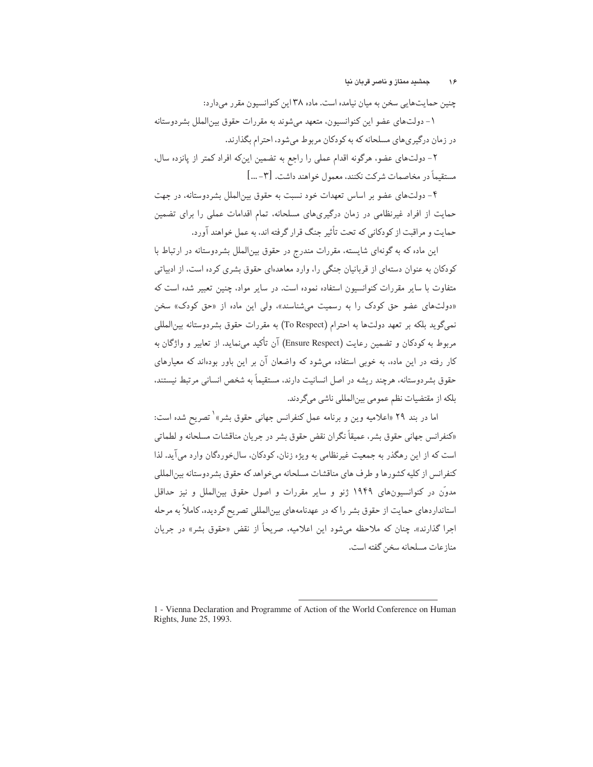چنین حمایت‌هایی سخن به میان نیامده است. ماده ۳۸ این کنوانسیون مقرر می‌دارد:

۱- دولت‌های عضو این کنوانسیون، متعهد می‌شوند به مقررات حقوق بین‌الملل بشردوستانه در زمان درگیری‌های مسلحانه که به کودکان مربوط می‌شود، احترام بگذارند.

۲- دولت‌های عضو، هرگونه اقدام عملی را راجع به تضمین این‌که افراد کمتر از پانزده سال، مستقیماً در مخاصمات شرکت نکنند، معمول خواهند داشت. [۳-...]

۴- دولت‌های عضو بر اساس تعهدات خود نسبت به حقوق بین‌الملل بشردوستانه، در جهت حمایت از افراد غیرنظامی در زمان درگیری‌های مسلحانه، تمام اقدامات عملی را برای تضمین حمایت و مراقبت از کودکانی که تحت تأثیر جنگ قرار گرفته اند، به عمل خواهند آورد.

این ماده که به گونه‌ای شایسته، مقررات مندرج در حقوق بین‌الملل بشردوستانه در ارتباط با کودکان به عنوان دسته‌ای از قربانیان جنگی را، وارد معاهده‌ای حقوق بشری کرده است، از ادبیاتی متفاوت با سایر مقررات کنوانسیون استفاده نموده است. در سایر مواد، چنین تعبیر شده است که «دولت‌های عضو حق کودک را به رسمیت می‌شناسند»، ولی این ماده از «حق کودک» سخن نمی‌گوید بلکه بر تعهد دولت‌ها به احترام (To Respect) به مقررات حقوق بشردوستانه بین‌المللی مربوط به کودکان و تضمین رعایت (Ensure Respect) آن تأکید می‌نماید. از تعابیر و واژگان به کار رفته در این ماده، به خوبی استفاده می‌شود که واضعان آن بر این باور بوده‌اند که معیارهای حقوق بشردوستانه، هرچند ریشه در اصل انسانیت دارند، مستقیماً به شخص انسانی مرتبط نیستند، بلکه از مقتضیات نظم عمومی بین‌المللی ناشی می‌گردند.

اما در بند ۲۹ «اعلامیه وین و برنامه عمل کنفرانس جهانی حقوق بشر»[1] تصریح شده است: «کنفرانس جهانی حقوق بشر، عمیقاً نگران نقض حقوق بشر در جریان مناقشات مسلحانه و لطماتی است که از این رهگذر به جمعیت غیرنظامی به ویژه زنان، کودکان، سالخوردگان وارد می‌آید. لذا کنفرانس از کلیه کشورها و طرف های مناقشات مسلحانه می‌خواهد که حقوق بشردوستانه بین‌المللی مدوّن در کنوانسیون‌های ۱۹۴۹ ژنو و سایر مقررات و اصول حقوق بین‌الملل و نیز حداقل استانداردهای حمایت از حقوق بشر را که در عهدنامه‌های بین‌المللی تصریح گردیده، کاملاً به مرحله اجرا گذارند». چنان که ملاحظه می‌شود این اعلامیه، صریحاً از نقض «حقوق بشر» در جریان منازعات مسلحانه سخن گفته است.

---

1 - Vienna Declaration and Programme of Action of the World Conference on Human Rights, June 25, 1993.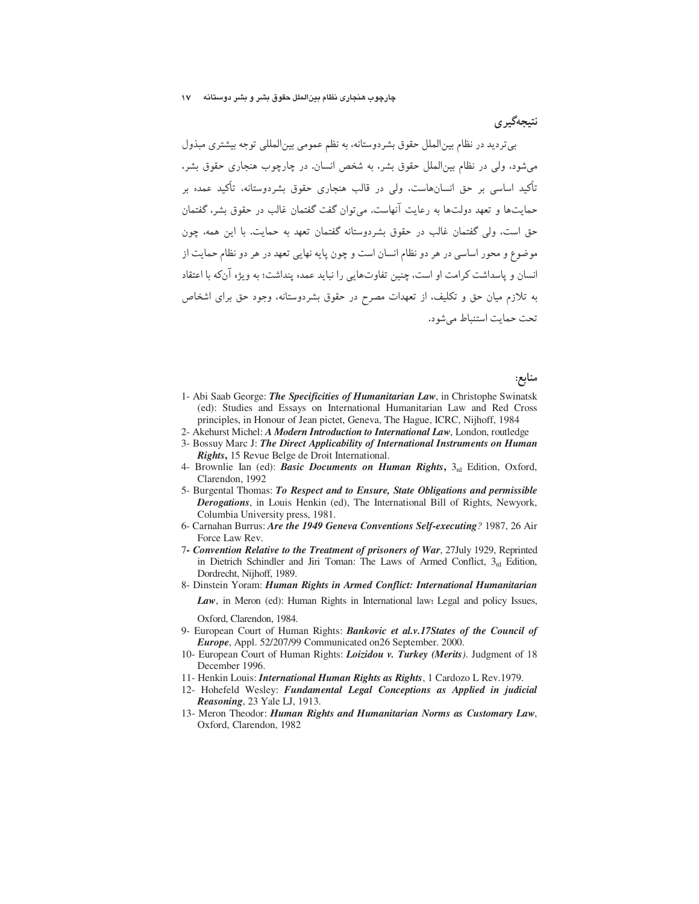## نتیجه‌گیری

بی‌تردید در نظام بین‌الملل حقوق بشردوستانه، به نظم عمومی بین‌المللی توجه بیشتری مبذول می‌شود، ولی در نظام بین‌الملل حقوق بشر، به شخص انسان. در چارچوب هنجاری حقوق بشر، تأکید اساسی بر حق انسان‌هاست، ولی در قالب هنجاری حقوق بشردوستانه، تأکید عمده بر حمایت‌ها و تعهد دولت‌ها به رعایت آنهاست. می‌توان گفت گفتمان غالب در حقوق بشر، گفتمان حق است، ولی گفتمان غالب در حقوق بشردوستانه گفتمان تعهد به حمایت. با این همه، چون موضوع و محور اساسی در هر دو نظام انسان است و چون پایه نهایی تعهد در هر دو نظام حمایت از انسان و پاسداشت کرامت او است، چنین تفاوت‌هایی را نباید عمده پنداشت؛ به ویژه آنکه با اعتقاد به تلازم میان حق و تکلیف، از تعهدات مصرح در حقوق بشردوستانه، وجود حق برای اشخاص تحت حمایت استنباط می‌شود.

## منابع:

1- Abi Saab George: ***The Specificities of Humanitarian Law***, in Christophe Swinatsk (ed): Studies and Essays on International Humanitarian Law and Red Cross principles, in Honour of Jean pictet, Geneva, The Hague, ICRC, Nijhoff, 1984

2- Akehurst Michel: ***A Modern Introduction to International Law***, London, routledge

3- Bossuy Marc J: ***The Direct Applicability of International Instruments on Human Rights*****,** 15 Revue Belge de Droit International.

4- Brownlie Ian (ed): ***Basic Documents on Human Rights*****,** $3_{rd}$ Edition, Oxford, Clarendon, 1992

5- Burgental Thomas: ***To Respect and to Ensure, State Obligations and permissible Derogations***, in Louis Henkin (ed), The International Bill of Rights, Newyork, Columbia University press, 1981.

6- Carnahan Burrus: ***Are the 1949 Geneva Conventions Self-executing****?* 1987, 26 Air Force Law Rev.

7**- *Convention Relative to the Treatment of prisoners of War***, 27July 1929, Reprinted in Dietrich Schindler and Jiri Toman: The Laws of Armed Conflict, $3_{rd}$ Edition, Dordrecht, Nijhoff, 1989.

8- Dinstein Yoram: ***Human Rights in Armed Conflict: International Humanitarian Law***, in Meron (ed): Human Rights in International law**:** Legal and policy Issues, Oxford, Clarendon, 1984.

9- European Court of Human Rights: ***Bankovic et al.v.17States of the Council of Europe***, Appl. 52/207/99 Communicated on26 September. 2000.

10- European Court of Human Rights: ***Loizidou v. Turkey (Merits)***. Judgment of 18 December 1996.

11- Henkin Louis: ***International Human Rights as Rights***, 1 Cardozo L Rev.1979.

12- Hohefeld Wesley: ***Fundamental Legal Conceptions as Applied in judicial Reasoning***, 23 Yale LJ, 1913.

13- Meron Theodor: ***Human Rights and Humanitarian Norms as Customary Law***, Oxford, Clarendon, 1982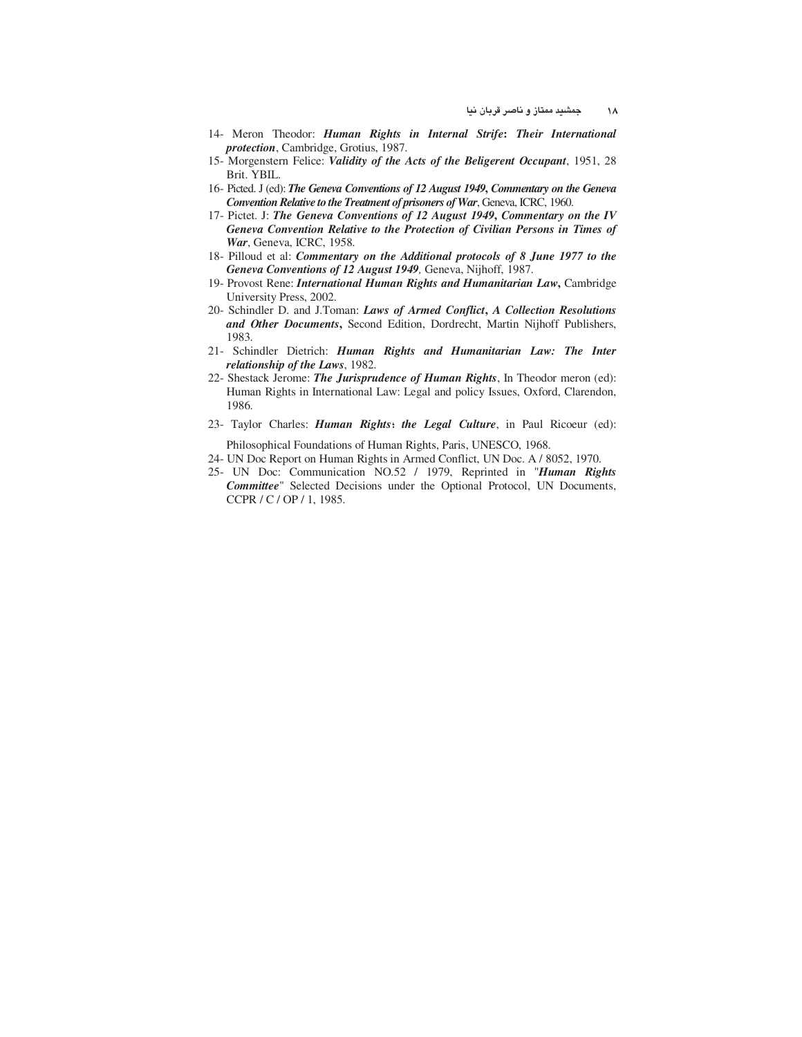14- Meron Theodor: ***Human Rights in Internal Strife*: *Their International protection***, Cambridge, Grotius, 1987.

15- Morgenstern Felice: ***Validity of the Acts of the Beligerent Occupant***, 1951, 28 Brit. YBIL.

16- Picted. J (ed): ***The Geneva Conventions of 12 August 1949*, *Commentary on the Geneva Convention Relative to the Treatment of prisoners of War***, Geneva, ICRC, 1960.

17- Pictet. J: ***The Geneva Conventions of 12 August 1949*, *Commentary on the IV Geneva Convention Relative to the Protection of Civilian Persons in Times of War***, Geneva, ICRC, 1958.

18- Pilloud et al: ***Commentary on the Additional protocols of 8 June 1977 to the Geneva Conventions of 12 August 1949**,* Geneva, Nijhoff, 1987.

19- Provost Rene: ***International Human Rights and Humanitarian Law*,** Cambridge University Press, 2002.

20- Schindler D. and J.Toman: ***Laws of Armed Conflict*, *A Collection Resolutions and Other Documents*,** Second Edition, Dordrecht, Martin Nijhoff Publishers, 1983.

21- Schindler Dietrich: ***Human Rights and Humanitarian Law: The Inter relationship of the Laws***, 1982.

22- Shestack Jerome: ***The Jurisprudence of Human Rights***, In Theodor meron (ed): Human Rights in International Law: Legal and policy Issues, Oxford, Clarendon, 1986.

23- Taylor Charles: ***Human Rights*: *the Legal Culture***, in Paul Ricoeur (ed): Philosophical Foundations of Human Rights, Paris, UNESCO, 1968.

24- UN Doc Report on Human Rights in Armed Conflict, UN Doc. A / 8052, 1970.

25- UN Doc: Communication NO.52 / 1979, Reprinted in "***Human Rights Committee***" Selected Decisions under the Optional Protocol, UN Documents, CCPR / C / OP / 1, 1985.